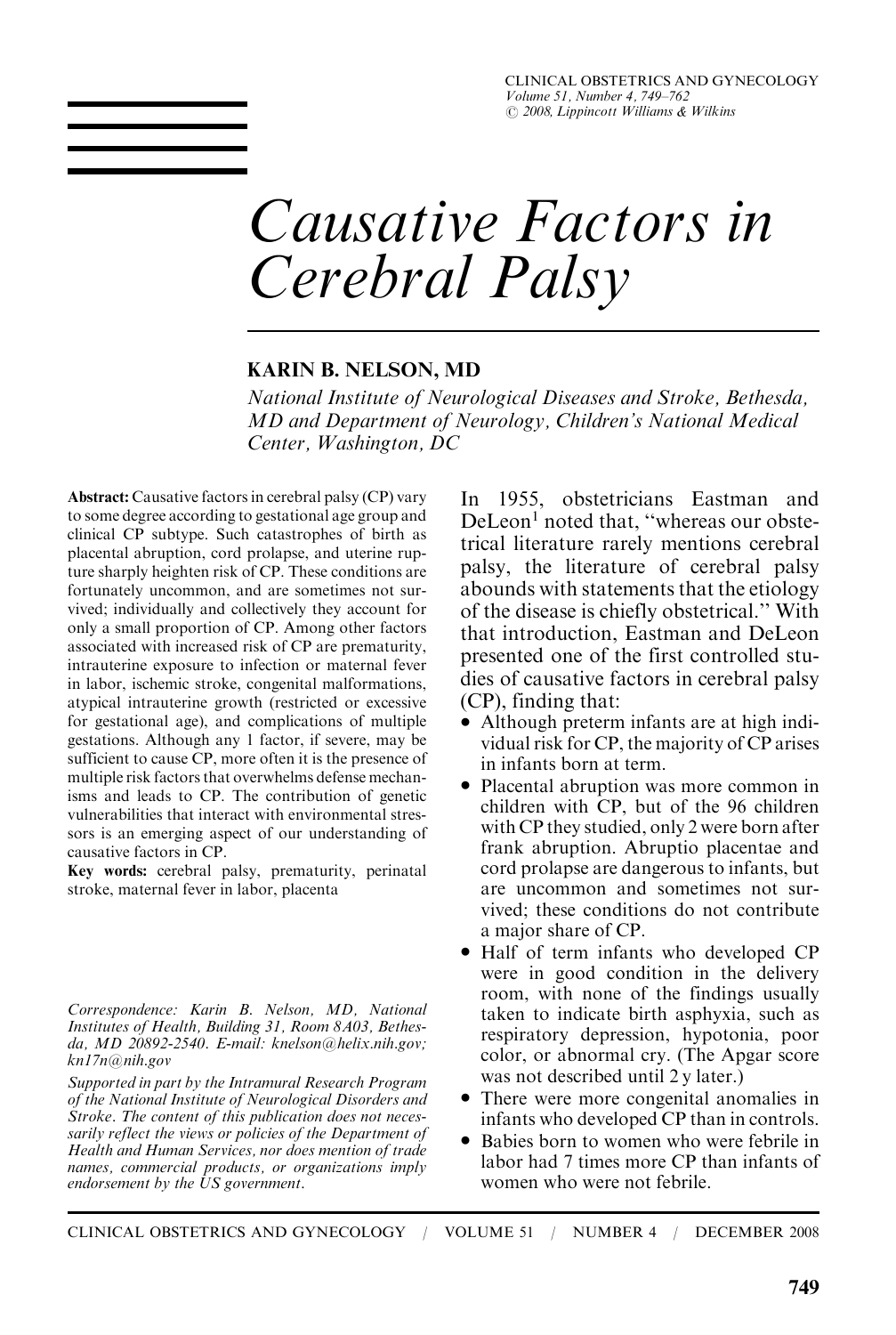# Causative Factors in Cerebral Palsy

**KARIN B. NELSON, MD**

*National Institute of Neurological Diseases and Stroke, Bethesda, MD and Department of Neurology, Children's National Medical Center, Washington, DC*

**Abstract:** Causative factors in cerebral palsy (CP) vary to some degree according to gestational age group and clinical CP subtype. Such catastrophes of birth as placental abruption, cord prolapse, and uterine rupture sharply heighten risk of CP. These conditions are fortunately uncommon, and are sometimes not survived; individually and collectively they account for only a small proportion of CP. Among other factors associated with increased risk of CP are prematurity, intrauterine exposure to infection or maternal fever in labor, ischemic stroke, congenital malformations, atypical intrauterine growth (restricted or excessive for gestational age), and complications of multiple gestations. Although any 1 factor, if severe, may be sufficient to cause CP, more often it is the presence of multiple risk factors that overwhelms defense mechanisms and leads to CP. The contribution of genetic vulnerabilities that interact with environmental stressors is an emerging aspect of our understanding of causative factors in CP.

**Key words:** cerebral palsy, prematurity, perinatal stroke, maternal fever in labor, placenta

*Correspondence: Karin B. Nelson, MD, National Institutes of Health, Building 31, Room 8A03, Bethesda, MD 20892-2540. E-mail: knelson@helix.nih.gov; kn17n@nih.gov*

*Supported in part by the Intramural Research Program of the National Institute of Neurological Disorders and Stroke. The content of this publication does not necessarily reflect the views or policies of the Department of Health and Human Services, nor does mention of trade names, commercial products, or organizations imply endorsement by the US government.*

In 1955, obstetricians Eastman and DeLeon[1] noted that, "whereas our obstetrical literature rarely mentions cerebral palsy, the literature of cerebral palsy abounds with statements that the etiology of the disease is chiefly obstetrical." With that introduction, Eastman and DeLeon presented one of the first controlled studies of causative factors in cerebral palsy (CP), finding that:

- Although preterm infants are at high individual risk for CP, the majority of CP arises in infants born at term.
- Placental abruption was more common in children with CP, but of the 96 children with CP they studied, only 2 were born after frank abruption. Abruptio placentae and cord prolapse are dangerous to infants, but are uncommon and sometimes not survived; these conditions do not contribute a major share of CP.
- Half of term infants who developed CP were in good condition in the delivery room, with none of the findings usually taken to indicate birth asphyxia, such as respiratory depression, hypotonia, poor color, or abnormal cry. (The Apgar score was not described until 2 y later.)
- There were more congenital anomalies in infants who developed CP than in controls.
- Babies born to women who were febrile in labor had 7 times more CP than infants of women who were not febrile.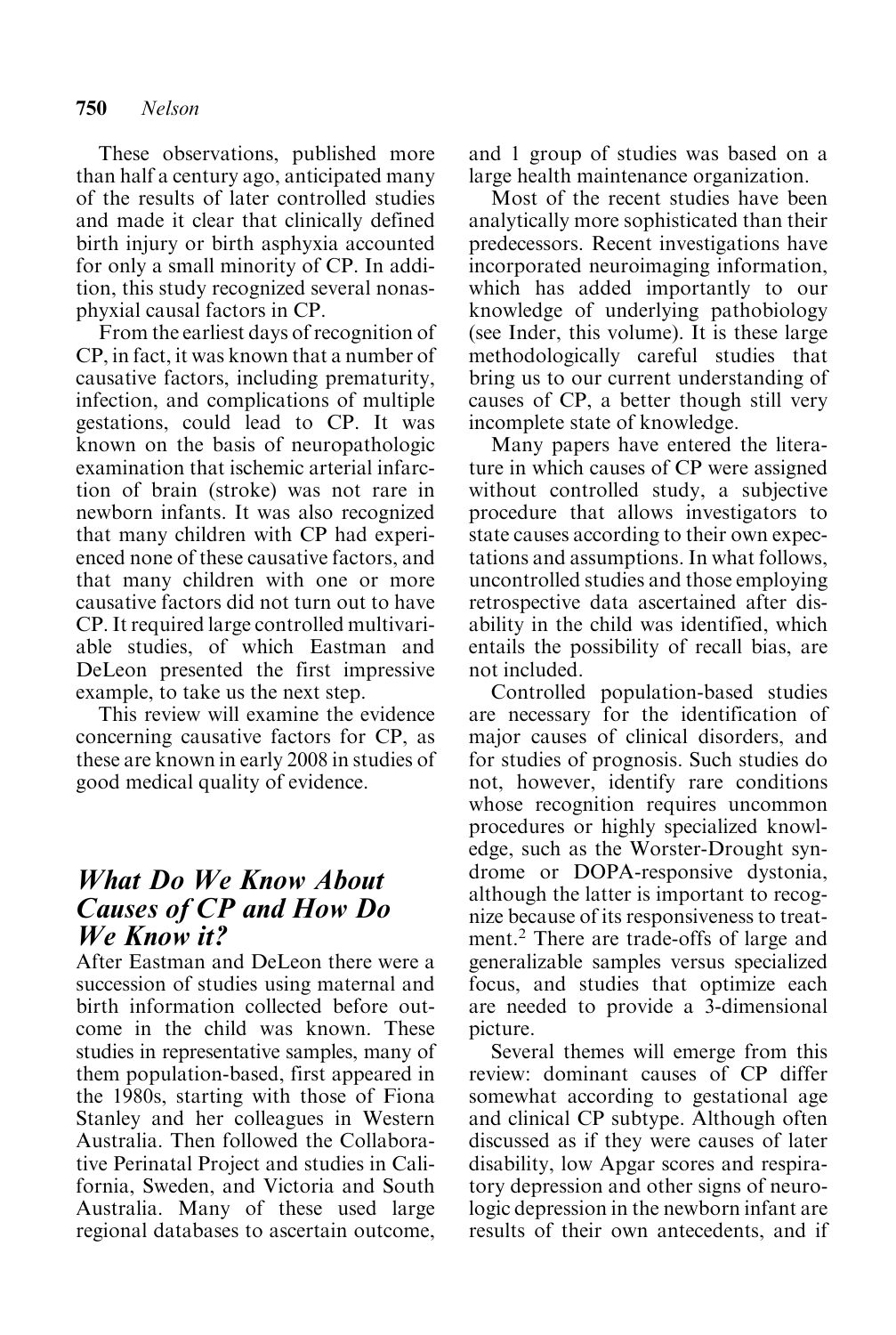These observations, published more than half a century ago, anticipated many of the results of later controlled studies and made it clear that clinically defined birth injury or birth asphyxia accounted for only a small minority of CP. In addition, this study recognized several nonasphyxial causal factors in CP.

From the earliest days of recognition of CP, in fact, it was known that a number of causative factors, including prematurity, infection, and complications of multiple gestations, could lead to CP. It was known on the basis of neuropathologic examination that ischemic arterial infarction of brain (stroke) was not rare in newborn infants. It was also recognized that many children with CP had experienced none of these causative factors, and that many children with one or more causative factors did not turn out to have CP. It required large controlled multivariable studies, of which Eastman and DeLeon presented the first impressive example, to take us the next step.

This review will examine the evidence concerning causative factors for CP, as these are known in early 2008 in studies of good medical quality of evidence.

## *What Do We Know About Causes of CP and How Do We Know it?*

After Eastman and DeLeon there were a succession of studies using maternal and birth information collected before outcome in the child was known. These studies in representative samples, many of them population-based, first appeared in the 1980s, starting with those of Fiona Stanley and her colleagues in Western Australia. Then followed the Collaborative Perinatal Project and studies in California, Sweden, and Victoria and South Australia. Many of these used large regional databases to ascertain outcome, and 1 group of studies was based on a large health maintenance organization.

Most of the recent studies have been analytically more sophisticated than their predecessors. Recent investigations have incorporated neuroimaging information, which has added importantly to our knowledge of underlying pathobiology (see Inder, this volume). It is these large methodologically careful studies that bring us to our current understanding of causes of CP, a better though still very incomplete state of knowledge.

Many papers have entered the literature in which causes of CP were assigned without controlled study, a subjective procedure that allows investigators to state causes according to their own expectations and assumptions. In what follows, uncontrolled studies and those employing retrospective data ascertained after disability in the child was identified, which entails the possibility of recall bias, are not included.

Controlled population-based studies are necessary for the identification of major causes of clinical disorders, and for studies of prognosis. Such studies do not, however, identify rare conditions whose recognition requires uncommon procedures or highly specialized knowledge, such as the Worster-Drought syndrome or DOPA-responsive dystonia, although the latter is important to recognize because of its responsiveness to treatment.[2] There are trade-offs of large and generalizable samples versus specialized focus, and studies that optimize each are needed to provide a 3-dimensional picture.

Several themes will emerge from this review: dominant causes of CP differ somewhat according to gestational age and clinical CP subtype. Although often discussed as if they were causes of later disability, low Apgar scores and respiratory depression and other signs of neurologic depression in the newborn infant are results of their own antecedents, and if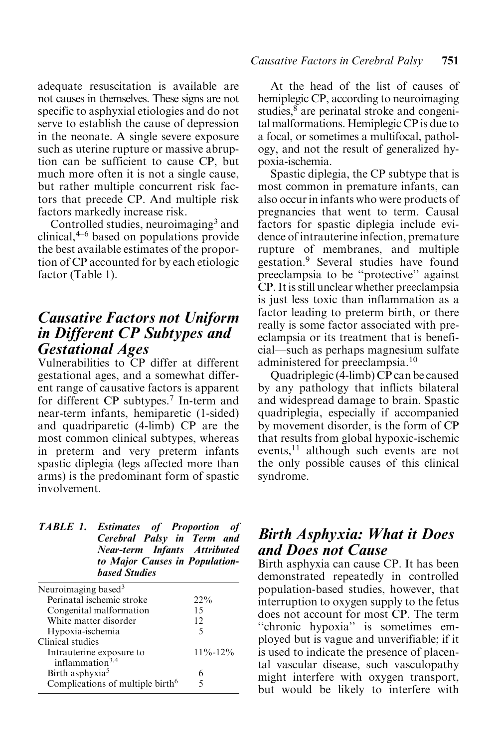adequate resuscitation is available are not causes in themselves. These signs are not specific to asphyxial etiologies and do not serve to establish the cause of depression in the neonate. A single severe exposure such as uterine rupture or massive abruption can be sufficient to cause CP, but much more often it is not a single cause, but rather multiple concurrent risk factors that precede CP. And multiple risk factors markedly increase risk.

Controlled studies, neuroimaging[3] and clinical,[4–6] based on populations provide the best available estimates of the proportion of CP accounted for by each etiologic factor (Table 1).

## Causative Factors not Uniform in Different CP Subtypes and Gestational Ages

Vulnerabilities to CP differ at different gestational ages, and a somewhat different range of causative factors is apparent for different CP subtypes.[7] In-term and near-term infants, hemiparetic (1-sided) and quadriparetic (4-limb) CP are the most common clinical subtypes, whereas in preterm and very preterm infants spastic diplegia (legs affected more than arms) is the predominant form of spastic involvement.

**TABLE 1. Estimates of Proportion of Cerebral Palsy in Term and Near-term Infants Attributed to Major Causes in Population-based Studies**

| | |
|---|---|
| Neuroimaging based[3] | |
| Perinatal ischemic stroke | 22% |
| Congenital malformation | 15 |
| White matter disorder | 12 |
| Hypoxia-ischemia | 5 |
| Clinical studies | |
| Intrauterine exposure to inflammation[3,4] | 11%-12% |
| Birth asphyxia[5] | 6 |
| Complications of multiple birth[6] | 5 |

At the head of the list of causes of hemiplegic CP, according to neuroimaging studies,[8] are perinatal stroke and congenital malformations. Hemiplegic CP is due to a focal, or sometimes a multifocal, pathology, and not the result of generalized hypoxia-ischemia.

Spastic diplegia, the CP subtype that is most common in premature infants, can also occur in infants who were products of pregnancies that went to term. Causal factors for spastic diplegia include evidence of intrauterine infection, premature rupture of membranes, and multiple gestation.[9] Several studies have found preeclampsia to be "protective" against CP. It is still unclear whether preeclampsia is just less toxic than inflammation as a factor leading to preterm birth, or there really is some factor associated with preeclampsia or its treatment that is beneficial—such as perhaps magnesium sulfate administered for preeclampsia.[10]

Quadriplegic (4-limb) CP can be caused by any pathology that inflicts bilateral and widespread damage to brain. Spastic quadriplegia, especially if accompanied by movement disorder, is the form of CP that results from global hypoxic-ischemic events,[11] although such events are not the only possible causes of this clinical syndrome.

## Birth Asphyxia: What it Does and Does not Cause

Birth asphyxia can cause CP. It has been demonstrated repeatedly in controlled population-based studies, however, that interruption to oxygen supply to the fetus does not account for most CP. The term "chronic hypoxia" is sometimes employed but is vague and unverifiable; if it is used to indicate the presence of placental vascular disease, such vasculopathy might interfere with oxygen transport, but would be likely to interfere with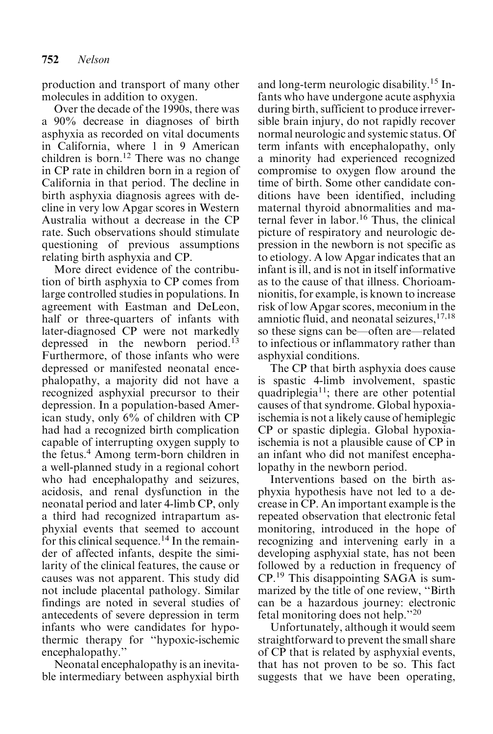production and transport of many other molecules in addition to oxygen.

Over the decade of the 1990s, there was a 90% decrease in diagnoses of birth asphyxia as recorded on vital documents in California, where 1 in 9 American children is born.[12] There was no change in CP rate in children born in a region of California in that period. The decline in birth asphyxia diagnosis agrees with decline in very low Apgar scores in Western Australia without a decrease in the CP rate. Such observations should stimulate questioning of previous assumptions relating birth asphyxia and CP.

More direct evidence of the contribution of birth asphyxia to CP comes from large controlled studies in populations. In agreement with Eastman and DeLeon, half or three-quarters of infants with later-diagnosed CP were not markedly depressed in the newborn period.[13] Furthermore, of those infants who were depressed or manifested neonatal encephalopathy, a majority did not have a recognized asphyxial precursor to their depression. In a population-based American study, only 6% of children with CP had had a recognized birth complication capable of interrupting oxygen supply to the fetus.[4] Among term-born children in a well-planned study in a regional cohort who had encephalopathy and seizures, acidosis, and renal dysfunction in the neonatal period and later 4-limb CP, only a third had recognized intrapartum asphyxial events that seemed to account for this clinical sequence.[14] In the remainder of affected infants, despite the similarity of the clinical features, the cause or causes was not apparent. This study did not include placental pathology. Similar findings are noted in several studies of antecedents of severe depression in term infants who were candidates for hypothermic therapy for "hypoxic-ischemic encephalopathy."

Neonatal encephalopathy is an inevitable intermediary between asphyxial birth and long-term neurologic disability.[15] Infants who have undergone acute asphyxia during birth, sufficient to produce irreversible brain injury, do not rapidly recover normal neurologic and systemic status. Of term infants with encephalopathy, only a minority had experienced recognized compromise to oxygen flow around the time of birth. Some other candidate conditions have been identified, including maternal thyroid abnormalities and maternal fever in labor.[16] Thus, the clinical picture of respiratory and neurologic depression in the newborn is not specific as to etiology. A low Apgar indicates that an infant is ill, and is not in itself informative as to the cause of that illness. Chorioamnionitis, for example, is known to increase risk of low Apgar scores, meconium in the amniotic fluid, and neonatal seizures,[17,18] so these signs can be—often are—related to infectious or inflammatory rather than asphyxial conditions.

The CP that birth asphyxia does cause is spastic 4-limb involvement, spastic quadriplegia[11]; there are other potential causes of that syndrome. Global hypoxia-ischemia is not a likely cause of hemiplegic CP or spastic diplegia. Global hypoxia-ischemia is not a plausible cause of CP in an infant who did not manifest encephalopathy in the newborn period.

Interventions based on the birth asphyxia hypothesis have not led to a decrease in CP. An important example is the repeated observation that electronic fetal monitoring, introduced in the hope of recognizing and intervening early in a developing asphyxial state, has not been followed by a reduction in frequency of CP.[19] This disappointing SAGA is summarized by the title of one review, "Birth can be a hazardous journey: electronic fetal monitoring does not help."[20]

Unfortunately, although it would seem straightforward to prevent the small share of CP that is related by asphyxial events, that has not proven to be so. This fact suggests that we have been operating,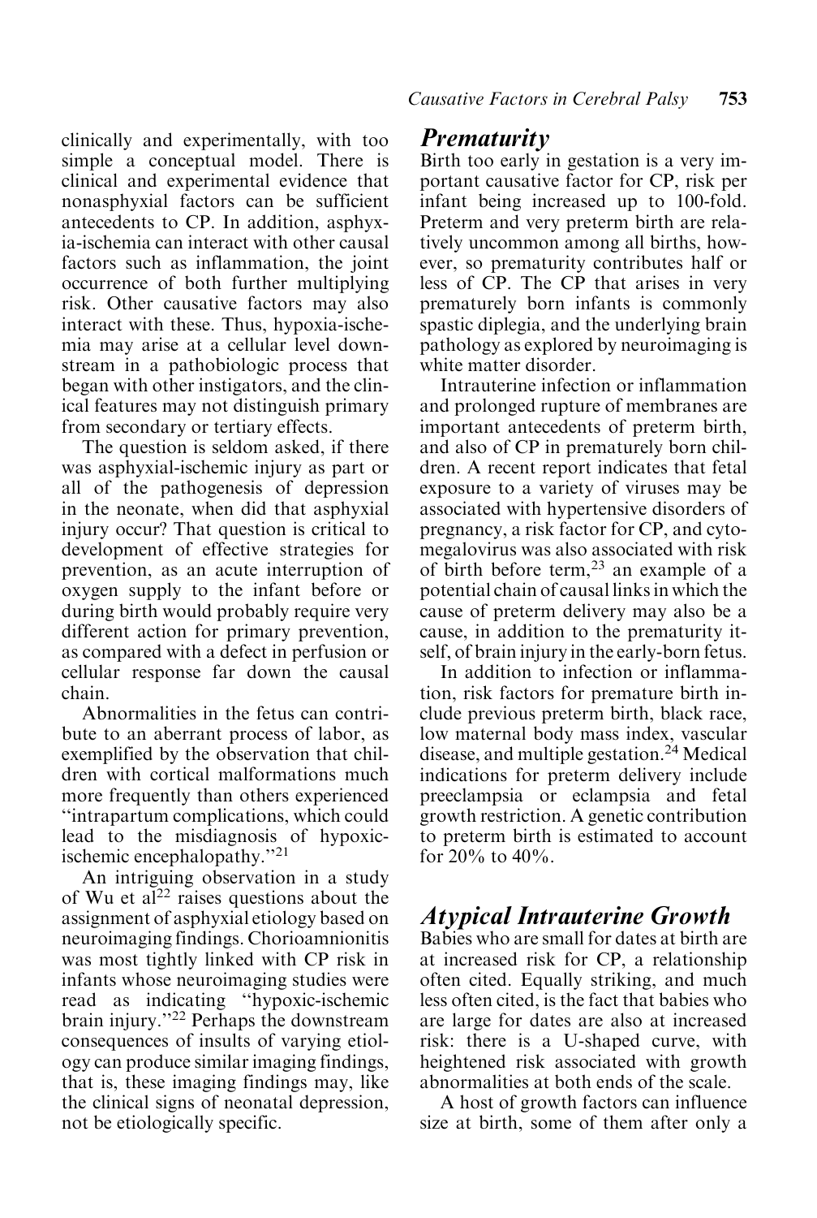clinically and experimentally, with too simple a conceptual model. There is clinical and experimental evidence that nonasphyxial factors can be sufficient antecedents to CP. In addition, asphyxia-ischemia can interact with other causal factors such as inflammation, the joint occurrence of both further multiplying risk. Other causative factors may also interact with these. Thus, hypoxia-ischemia may arise at a cellular level downstream in a pathobiologic process that began with other instigators, and the clinical features may not distinguish primary from secondary or tertiary effects.

The question is seldom asked, if there was asphyxial-ischemic injury as part or all of the pathogenesis of depression in the neonate, when did that asphyxial injury occur? That question is critical to development of effective strategies for prevention, as an acute interruption of oxygen supply to the infant before or during birth would probably require very different action for primary prevention, as compared with a defect in perfusion or cellular response far down the causal chain.

Abnormalities in the fetus can contribute to an aberrant process of labor, as exemplified by the observation that children with cortical malformations much more frequently than others experienced "intrapartum complications, which could lead to the misdiagnosis of hypoxic-ischemic encephalopathy."[21]

An intriguing observation in a study of Wu et al[22] raises questions about the assignment of asphyxial etiology based on neuroimaging findings. Chorioamnionitis was most tightly linked with CP risk in infants whose neuroimaging studies were read as indicating "hypoxic-ischemic brain injury."[22] Perhaps the downstream consequences of insults of varying etiology can produce similar imaging findings, that is, these imaging findings may, like the clinical signs of neonatal depression, not be etiologically specific.

## Prematurity

Birth too early in gestation is a very important causative factor for CP, risk per infant being increased up to 100-fold. Preterm and very preterm birth are relatively uncommon among all births, however, so prematurity contributes half or less of CP. The CP that arises in very prematurely born infants is commonly spastic diplegia, and the underlying brain pathology as explored by neuroimaging is white matter disorder.

Intrauterine infection or inflammation and prolonged rupture of membranes are important antecedents of preterm birth, and also of CP in prematurely born children. A recent report indicates that fetal exposure to a variety of viruses may be associated with hypertensive disorders of pregnancy, a risk factor for CP, and cytomegalovirus was also associated with risk of birth before term,[23] an example of a potential chain of causal links in which the cause of preterm delivery may also be a cause, in addition to the prematurity itself, of brain injury in the early-born fetus.

In addition to infection or inflammation, risk factors for premature birth include previous preterm birth, black race, low maternal body mass index, vascular disease, and multiple gestation.[24] Medical indications for preterm delivery include preeclampsia or eclampsia and fetal growth restriction. A genetic contribution to preterm birth is estimated to account for 20% to 40%.

## Atypical Intrauterine Growth

Babies who are small for dates at birth are at increased risk for CP, a relationship often cited. Equally striking, and much less often cited, is the fact that babies who are large for dates are also at increased risk: there is a U-shaped curve, with heightened risk associated with growth abnormalities at both ends of the scale.

A host of growth factors can influence size at birth, some of them after only a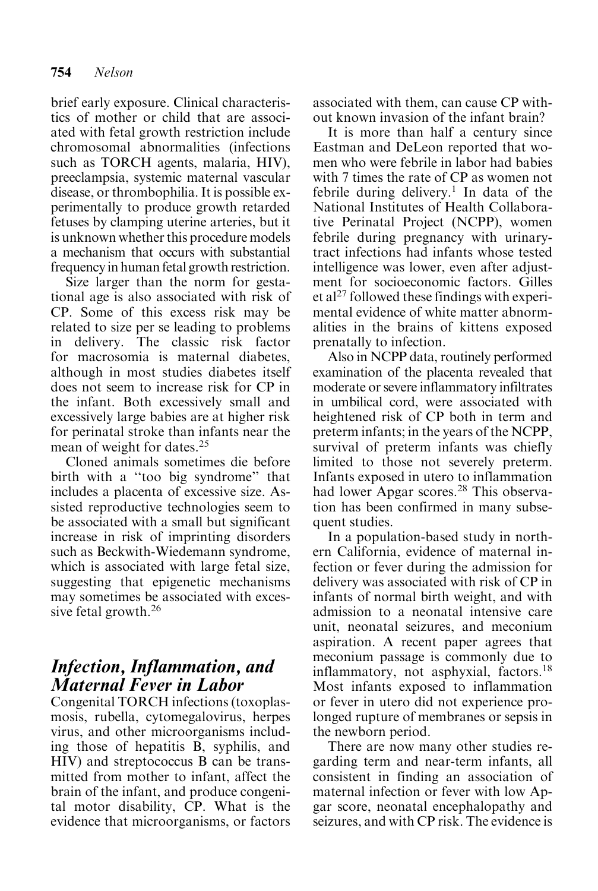brief early exposure. Clinical characteristics of mother or child that are associated with fetal growth restriction include chromosomal abnormalities (infections such as TORCH agents, malaria, HIV), preeclampsia, systemic maternal vascular disease, or thrombophilia. It is possible experimentally to produce growth retarded fetuses by clamping uterine arteries, but it is unknown whether this procedure models a mechanism that occurs with substantial frequency in human fetal growth restriction.

Size larger than the norm for gestational age is also associated with risk of CP. Some of this excess risk may be related to size per se leading to problems in delivery. The classic risk factor for macrosomia is maternal diabetes, although in most studies diabetes itself does not seem to increase risk for CP in the infant. Both excessively small and excessively large babies are at higher risk for perinatal stroke than infants near the mean of weight for dates.[25]

Cloned animals sometimes die before birth with a "too big syndrome" that includes a placenta of excessive size. Assisted reproductive technologies seem to be associated with a small but significant increase in risk of imprinting disorders such as Beckwith-Wiedemann syndrome, which is associated with large fetal size, suggesting that epigenetic mechanisms may sometimes be associated with excessive fetal growth.[26]

## *Infection, Inflammation, and Maternal Fever in Labor*

Congenital TORCH infections (toxoplasmosis, rubella, cytomegalovirus, herpes virus, and other microorganisms including those of hepatitis B, syphilis, and HIV) and streptococcus B can be transmitted from mother to infant, affect the brain of the infant, and produce congenital motor disability, CP. What is the evidence that microorganisms, or factors associated with them, can cause CP without known invasion of the infant brain?

It is more than half a century since Eastman and DeLeon reported that women who were febrile in labor had babies with 7 times the rate of CP as women not febrile during delivery.[1] In data of the National Institutes of Health Collaborative Perinatal Project (NCPP), women febrile during pregnancy with urinary-tract infections had infants whose tested intelligence was lower, even after adjustment for socioeconomic factors. Gilles et al[27] followed these findings with experimental evidence of white matter abnormalities in the brains of kittens exposed prenatally to infection.

Also in NCPP data, routinely performed examination of the placenta revealed that moderate or severe inflammatory infiltrates in umbilical cord, were associated with heightened risk of CP both in term and preterm infants; in the years of the NCPP, survival of preterm infants was chiefly limited to those not severely preterm. Infants exposed in utero to inflammation had lower Apgar scores.[28] This observation has been confirmed in many subsequent studies.

In a population-based study in northern California, evidence of maternal infection or fever during the admission for delivery was associated with risk of CP in infants of normal birth weight, and with admission to a neonatal intensive care unit, neonatal seizures, and meconium aspiration. A recent paper agrees that meconium passage is commonly due to inflammatory, not asphyxial, factors.[18] Most infants exposed to inflammation or fever in utero did not experience prolonged rupture of membranes or sepsis in the newborn period.

There are now many other studies regarding term and near-term infants, all consistent in finding an association of maternal infection or fever with low Apgar score, neonatal encephalopathy and seizures, and with CP risk. The evidence is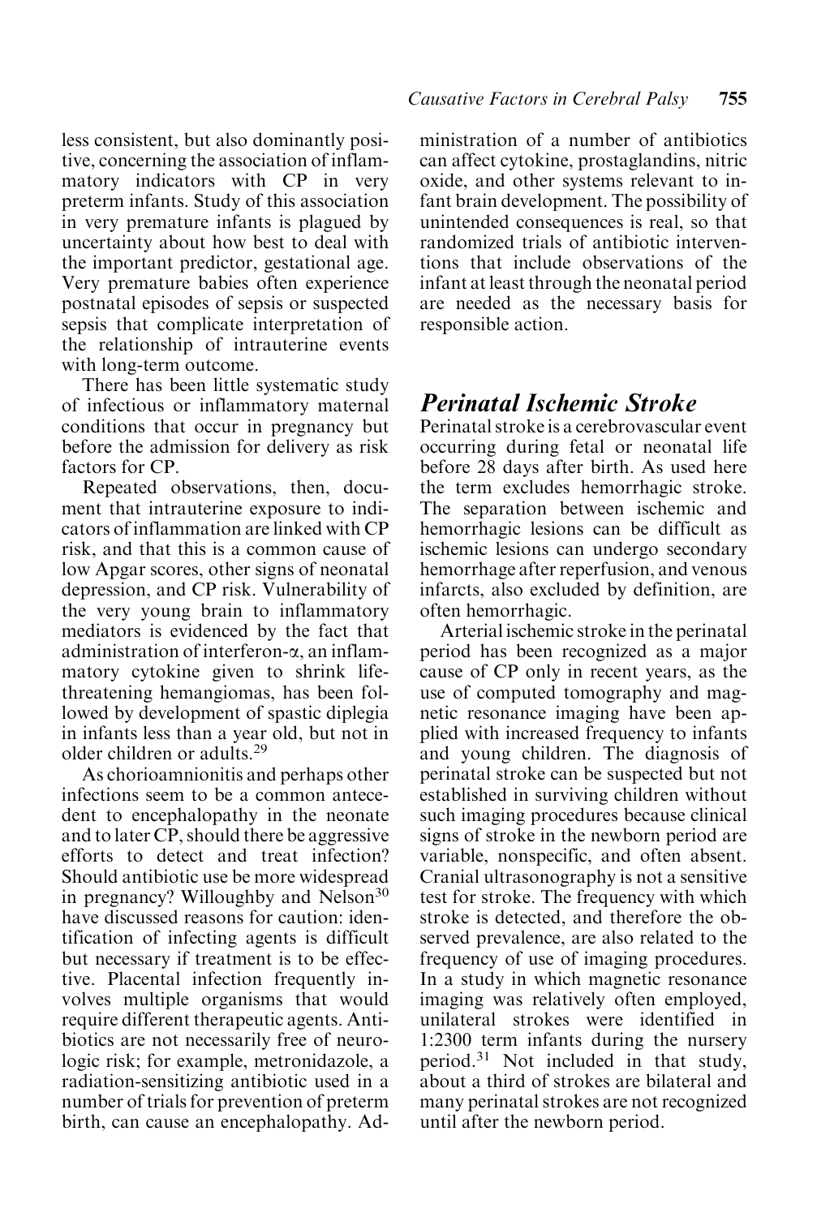less consistent, but also dominantly positive, concerning the association of inflammatory indicators with CP in very preterm infants. Study of this association in very premature infants is plagued by uncertainty about how best to deal with the important predictor, gestational age. Very premature babies often experience postnatal episodes of sepsis or suspected sepsis that complicate interpretation of the relationship of intrauterine events with long-term outcome.

There has been little systematic study of infectious or inflammatory maternal conditions that occur in pregnancy but before the admission for delivery as risk factors for CP.

Repeated observations, then, document that intrauterine exposure to indicators of inflammation are linked with CP risk, and that this is a common cause of low Apgar scores, other signs of neonatal depression, and CP risk. Vulnerability of the very young brain to inflammatory mediators is evidenced by the fact that administration of interferon-α, an inflammatory cytokine given to shrink life-threatening hemangiomas, has been followed by development of spastic diplegia in infants less than a year old, but not in older children or adults.[29]

As chorioamnionitis and perhaps other infections seem to be a common antecedent to encephalopathy in the neonate and to later CP, should there be aggressive efforts to detect and treat infection? Should antibiotic use be more widespread in pregnancy? Willoughby and Nelson[30] have discussed reasons for caution: identification of infecting agents is difficult but necessary if treatment is to be effective. Placental infection frequently involves multiple organisms that would require different therapeutic agents. Antibiotics are not necessarily free of neurologic risk; for example, metronidazole, a radiation-sensitizing antibiotic used in a number of trials for prevention of preterm birth, can cause an encephalopathy. Administration of a number of antibiotics can affect cytokine, prostaglandins, nitric oxide, and other systems relevant to infant brain development. The possibility of unintended consequences is real, so that randomized trials of antibiotic interventions that include observations of the infant at least through the neonatal period are needed as the necessary basis for responsible action.

## *Perinatal Ischemic Stroke*

Perinatal stroke is a cerebrovascular event occurring during fetal or neonatal life before 28 days after birth. As used here the term excludes hemorrhagic stroke. The separation between ischemic and hemorrhagic lesions can be difficult as ischemic lesions can undergo secondary hemorrhage after reperfusion, and venous infarcts, also excluded by definition, are often hemorrhagic.

Arterial ischemic stroke in the perinatal period has been recognized as a major cause of CP only in recent years, as the use of computed tomography and magnetic resonance imaging have been applied with increased frequency to infants and young children. The diagnosis of perinatal stroke can be suspected but not established in surviving children without such imaging procedures because clinical signs of stroke in the newborn period are variable, nonspecific, and often absent. Cranial ultrasonography is not a sensitive test for stroke. The frequency with which stroke is detected, and therefore the observed prevalence, are also related to the frequency of use of imaging procedures. In a study in which magnetic resonance imaging was relatively often employed, unilateral strokes were identified in 1:2300 term infants during the nursery period.[31] Not included in that study, about a third of strokes are bilateral and many perinatal strokes are not recognized until after the newborn period.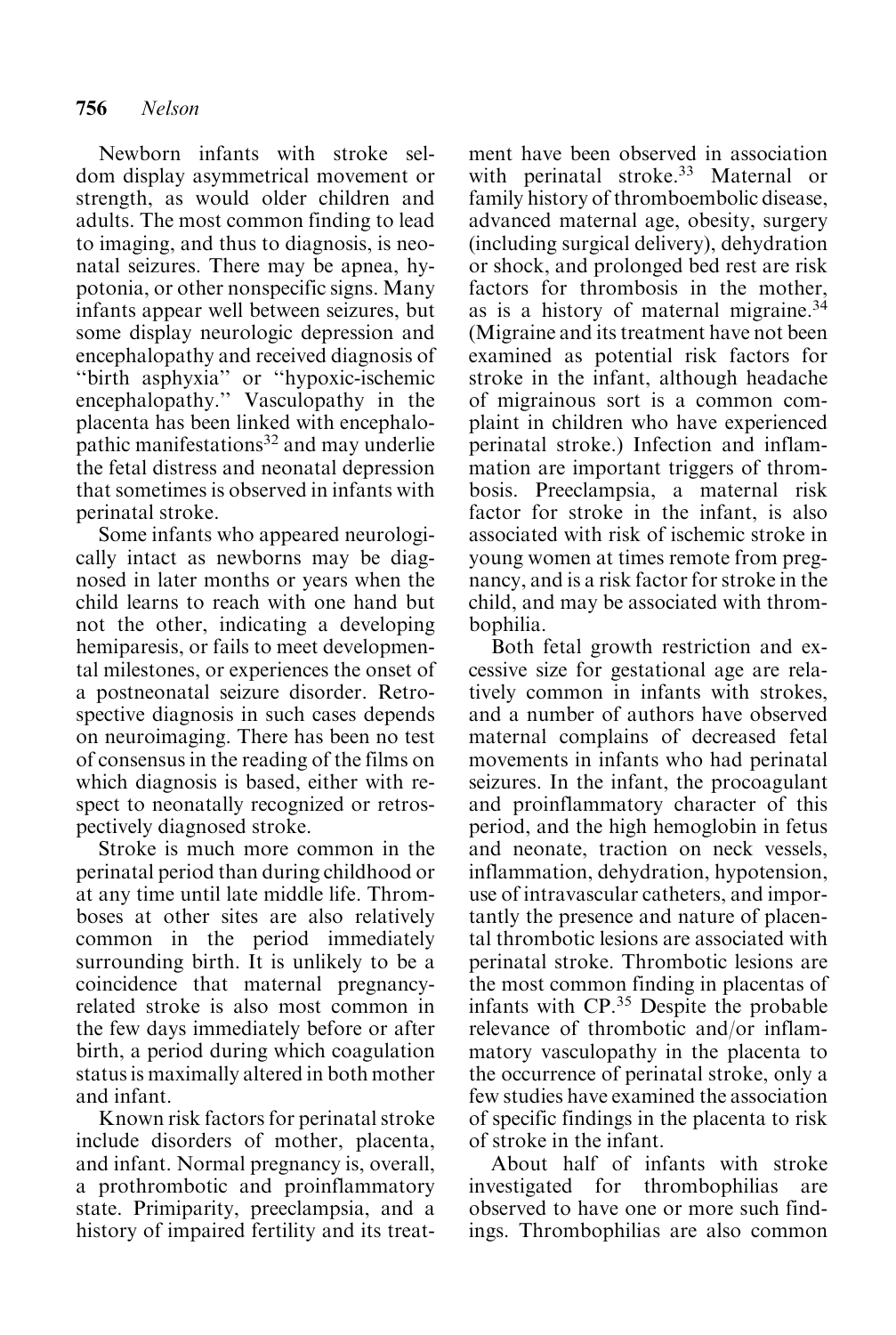Newborn infants with stroke seldom display asymmetrical movement or strength, as would older children and adults. The most common finding to lead to imaging, and thus to diagnosis, is neonatal seizures. There may be apnea, hypotonia, or other nonspecific signs. Many infants appear well between seizures, but some display neurologic depression and encephalopathy and received diagnosis of "birth asphyxia" or "hypoxic-ischemic encephalopathy." Vasculopathy in the placenta has been linked with encephalopathic manifestations[32] and may underlie the fetal distress and neonatal depression that sometimes is observed in infants with perinatal stroke.

Some infants who appeared neurologically intact as newborns may be diagnosed in later months or years when the child learns to reach with one hand but not the other, indicating a developing hemiparesis, or fails to meet developmental milestones, or experiences the onset of a postneonatal seizure disorder. Retrospective diagnosis in such cases depends on neuroimaging. There has been no test of consensus in the reading of the films on which diagnosis is based, either with respect to neonatally recognized or retrospectively diagnosed stroke.

Stroke is much more common in the perinatal period than during childhood or at any time until late middle life. Thromboses at other sites are also relatively common in the period immediately surrounding birth. It is unlikely to be a coincidence that maternal pregnancy-related stroke is also most common in the few days immediately before or after birth, a period during which coagulation status is maximally altered in both mother and infant.

Known risk factors for perinatal stroke include disorders of mother, placenta, and infant. Normal pregnancy is, overall, a prothrombotic and proinflammatory state. Primiparity, preeclampsia, and a history of impaired fertility and its treatment have been observed in association with perinatal stroke.[33] Maternal or family history of thromboembolic disease, advanced maternal age, obesity, surgery (including surgical delivery), dehydration or shock, and prolonged bed rest are risk factors for thrombosis in the mother, as is a history of maternal migraine.[34] (Migraine and its treatment have not been examined as potential risk factors for stroke in the infant, although headache of migrainous sort is a common complaint in children who have experienced perinatal stroke.) Infection and inflammation are important triggers of thrombosis. Preeclampsia, a maternal risk factor for stroke in the infant, is also associated with risk of ischemic stroke in young women at times remote from pregnancy, and is a risk factor for stroke in the child, and may be associated with thrombophilia.

Both fetal growth restriction and excessive size for gestational age are relatively common in infants with strokes, and a number of authors have observed maternal complains of decreased fetal movements in infants who had perinatal seizures. In the infant, the procoagulant and proinflammatory character of this period, and the high hemoglobin in fetus and neonate, traction on neck vessels, inflammation, dehydration, hypotension, use of intravascular catheters, and importantly the presence and nature of placental thrombotic lesions are associated with perinatal stroke. Thrombotic lesions are the most common finding in placentas of infants with CP.[35] Despite the probable relevance of thrombotic and/or inflammatory vasculopathy in the placenta to the occurrence of perinatal stroke, only a few studies have examined the association of specific findings in the placenta to risk of stroke in the infant.

About half of infants with stroke investigated for thrombophilias are observed to have one or more such findings. Thrombophilias are also common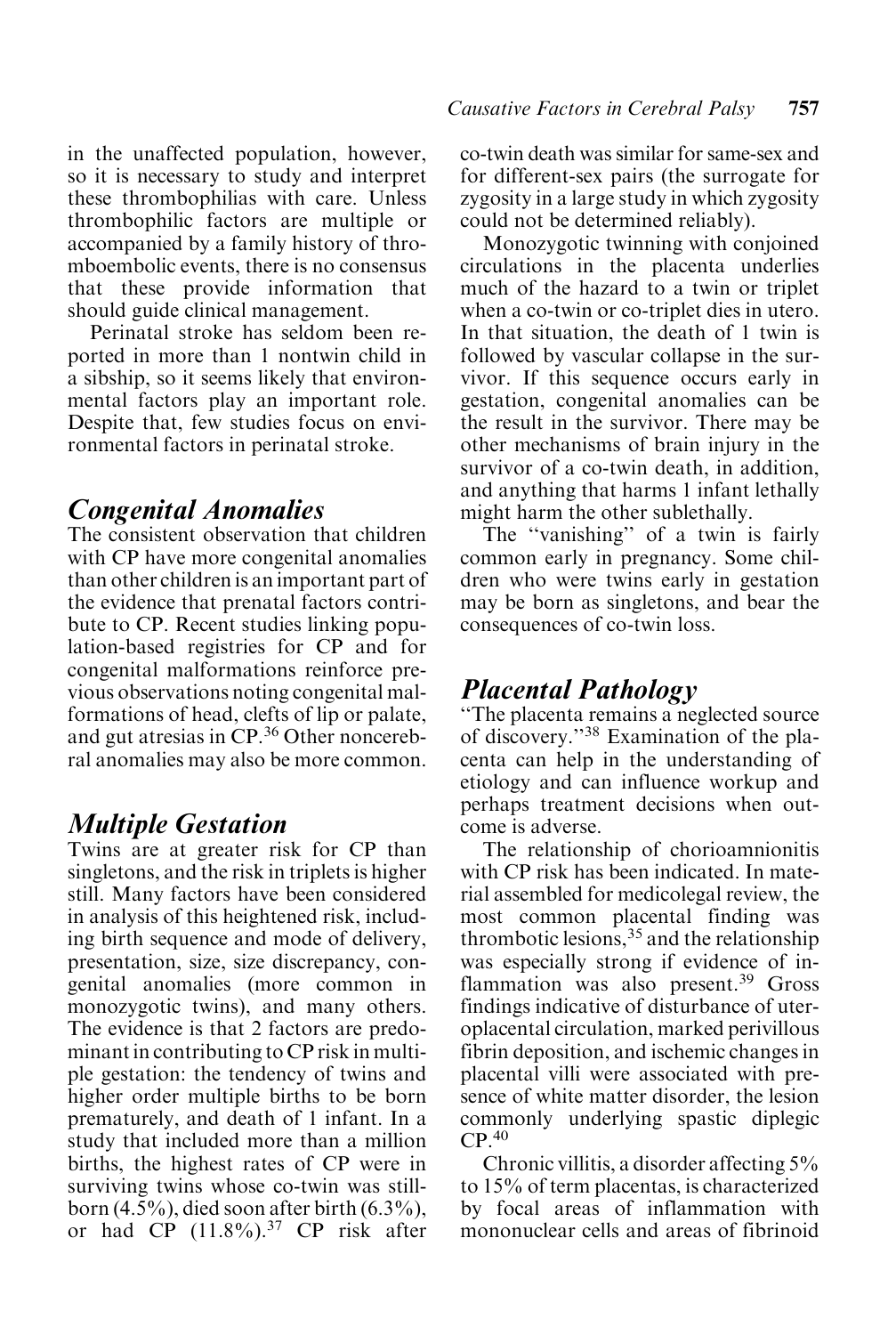in the unaffected population, however, so it is necessary to study and interpret these thrombophilias with care. Unless thrombophilic factors are multiple or accompanied by a family history of thromboembolic events, there is no consensus that these provide information that should guide clinical management.

Perinatal stroke has seldom been reported in more than 1 nontwin child in a sibship, so it seems likely that environmental factors play an important role. Despite that, few studies focus on environmental factors in perinatal stroke.

## *Congenital Anomalies*

The consistent observation that children with CP have more congenital anomalies than other children is an important part of the evidence that prenatal factors contribute to CP. Recent studies linking population-based registries for CP and for congenital malformations reinforce previous observations noting congenital malformations of head, clefts of lip or palate, and gut atresias in CP.[36] Other noncerebral anomalies may also be more common.

## *Multiple Gestation*

Twins are at greater risk for CP than singletons, and the risk in triplets is higher still. Many factors have been considered in analysis of this heightened risk, including birth sequence and mode of delivery, presentation, size, size discrepancy, congenital anomalies (more common in monozygotic twins), and many others. The evidence is that 2 factors are predominant in contributing to CP risk in multiple gestation: the tendency of twins and higher order multiple births to be born prematurely, and death of 1 infant. In a study that included more than a million births, the highest rates of CP were in surviving twins whose co-twin was stillborn (4.5%), died soon after birth (6.3%), or had CP (11.8%).[37] CP risk after co-twin death was similar for same-sex and for different-sex pairs (the surrogate for zygosity in a large study in which zygosity could not be determined reliably).

Monozygotic twinning with conjoined circulations in the placenta underlies much of the hazard to a twin or triplet when a co-twin or co-triplet dies in utero. In that situation, the death of 1 twin is followed by vascular collapse in the survivor. If this sequence occurs early in gestation, congenital anomalies can be the result in the survivor. There may be other mechanisms of brain injury in the survivor of a co-twin death, in addition, and anything that harms 1 infant lethally might harm the other sublethally.

The "vanishing" of a twin is fairly common early in pregnancy. Some children who were twins early in gestation may be born as singletons, and bear the consequences of co-twin loss.

## *Placental Pathology*

"The placenta remains a neglected source of discovery."[38] Examination of the placenta can help in the understanding of etiology and can influence workup and perhaps treatment decisions when outcome is adverse.

The relationship of chorioamnionitis with CP risk has been indicated. In material assembled for medicolegal review, the most common placental finding was thrombotic lesions,[35] and the relationship was especially strong if evidence of inflammation was also present.[39] Gross findings indicative of disturbance of uteroplacental circulation, marked perivillous fibrin deposition, and ischemic changes in placental villi were associated with presence of white matter disorder, the lesion commonly underlying spastic diplegic CP.[40]

Chronic villitis, a disorder affecting 5% to 15% of term placentas, is characterized by focal areas of inflammation with mononuclear cells and areas of fibrinoid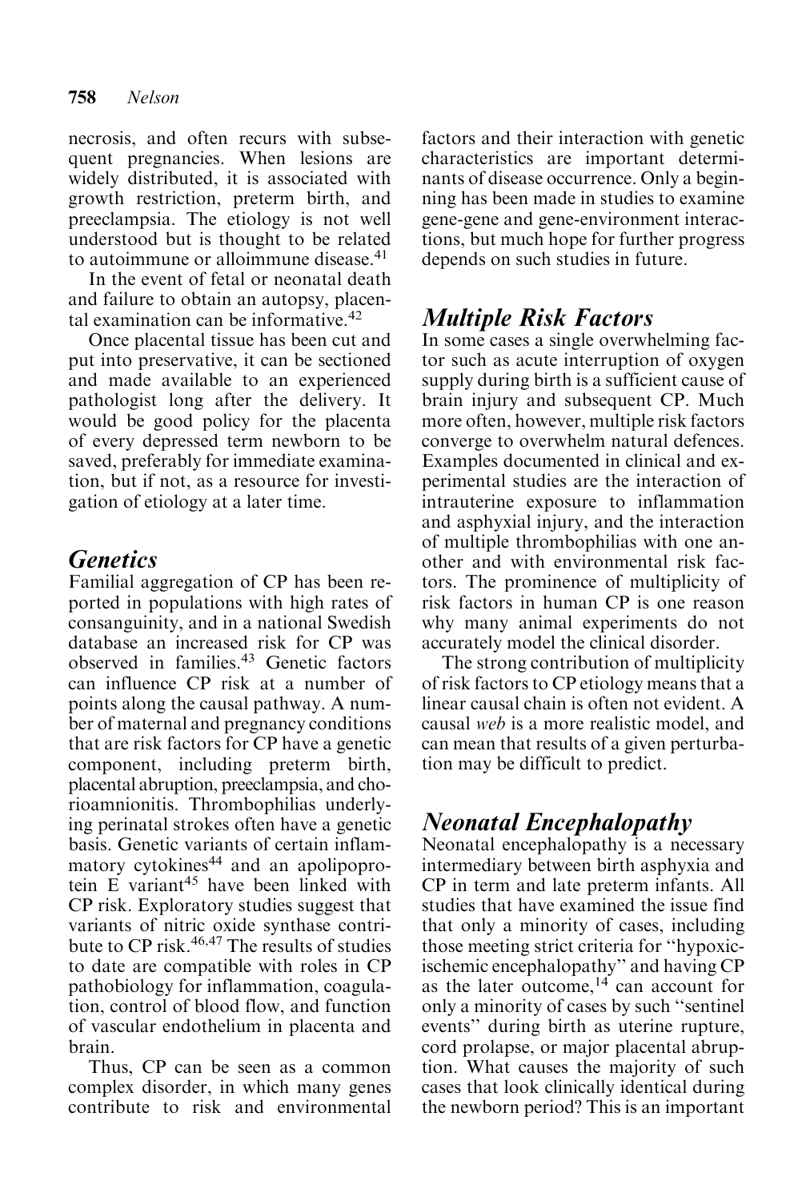necrosis, and often recurs with subsequent pregnancies. When lesions are widely distributed, it is associated with growth restriction, preterm birth, and preeclampsia. The etiology is not well understood but is thought to be related to autoimmune or alloimmune disease.[41]

In the event of fetal or neonatal death and failure to obtain an autopsy, placental examination can be informative.[42]

Once placental tissue has been cut and put into preservative, it can be sectioned and made available to an experienced pathologist long after the delivery. It would be good policy for the placenta of every depressed term newborn to be saved, preferably for immediate examination, but if not, as a resource for investigation of etiology at a later time.

## Genetics

Familial aggregation of CP has been reported in populations with high rates of consanguinity, and in a national Swedish database an increased risk for CP was observed in families.[43] Genetic factors can influence CP risk at a number of points along the causal pathway. A number of maternal and pregnancy conditions that are risk factors for CP have a genetic component, including preterm birth, placental abruption, preeclampsia, and chorioamnionitis. Thrombophilias underlying perinatal strokes often have a genetic basis. Genetic variants of certain inflammatory cytokines[44] and an apolipoprotein E variant[45] have been linked with CP risk. Exploratory studies suggest that variants of nitric oxide synthase contribute to CP risk.[46,47] The results of studies to date are compatible with roles in CP pathobiology for inflammation, coagulation, control of blood flow, and function of vascular endothelium in placenta and brain.

Thus, CP can be seen as a common complex disorder, in which many genes contribute to risk and environmental factors and their interaction with genetic characteristics are important determinants of disease occurrence. Only a beginning has been made in studies to examine gene-gene and gene-environment interactions, but much hope for further progress depends on such studies in future.

## Multiple Risk Factors

In some cases a single overwhelming factor such as acute interruption of oxygen supply during birth is a sufficient cause of brain injury and subsequent CP. Much more often, however, multiple risk factors converge to overwhelm natural defences. Examples documented in clinical and experimental studies are the interaction of intrauterine exposure to inflammation and asphyxial injury, and the interaction of multiple thrombophilias with one another and with environmental risk factors. The prominence of multiplicity of risk factors in human CP is one reason why many animal experiments do not accurately model the clinical disorder.

The strong contribution of multiplicity of risk factors to CP etiology means that a linear causal chain is often not evident. A causal *web* is a more realistic model, and can mean that results of a given perturbation may be difficult to predict.

## Neonatal Encephalopathy

Neonatal encephalopathy is a necessary intermediary between birth asphyxia and CP in term and late preterm infants. All studies that have examined the issue find that only a minority of cases, including those meeting strict criteria for "hypoxic-ischemic encephalopathy" and having CP as the later outcome,[14] can account for only a minority of cases by such "sentinel events" during birth as uterine rupture, cord prolapse, or major placental abruption. What causes the majority of such cases that look clinically identical during the newborn period? This is an important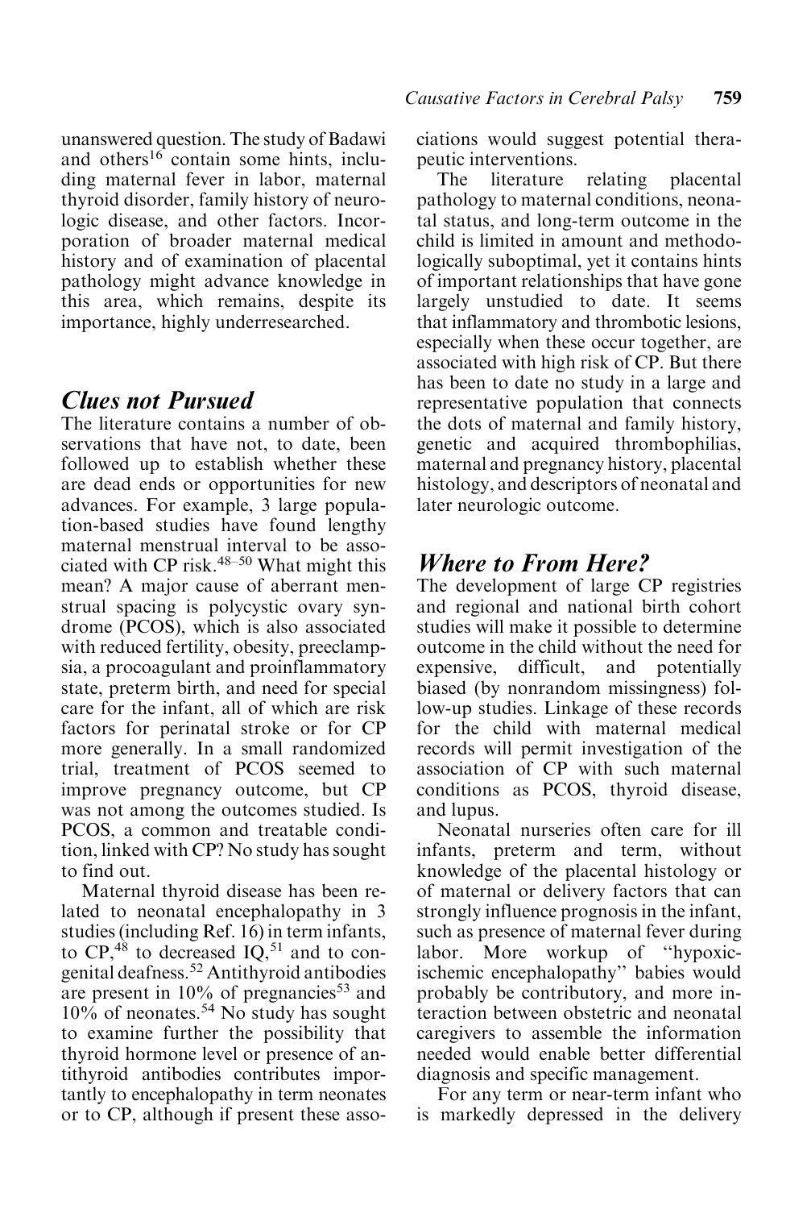unanswered question. The study of Badawi and others[16] contain some hints, including maternal fever in labor, maternal thyroid disorder, family history of neurologic disease, and other factors. Incorporation of broader maternal medical history and of examination of placental pathology might advance knowledge in this area, which remains, despite its importance, highly underresearched.

## *Clues not Pursued*

The literature contains a number of observations that have not, to date, been followed up to establish whether these are dead ends or opportunities for new advances. For example, 3 large population-based studies have found lengthy maternal menstrual interval to be associated with CP risk.[48–50] What might this mean? A major cause of aberrant menstrual spacing is polycystic ovary syndrome (PCOS), which is also associated with reduced fertility, obesity, preeclampsia, a procoagulant and proinflammatory state, preterm birth, and need for special care for the infant, all of which are risk factors for perinatal stroke or for CP more generally. In a small randomized trial, treatment of PCOS seemed to improve pregnancy outcome, but CP was not among the outcomes studied. Is PCOS, a common and treatable condition, linked with CP? No study has sought to find out.

Maternal thyroid disease has been related to neonatal encephalopathy in 3 studies (including Ref. 16) in term infants, to CP,[48] to decreased IQ,[51] and to congenital deafness.[52] Antithyroid antibodies are present in 10% of pregnancies[53] and 10% of neonates.[54] No study has sought to examine further the possibility that thyroid hormone level or presence of antithyroid antibodies contributes importantly to encephalopathy in term neonates or to CP, although if present these associations would suggest potential therapeutic interventions.

The literature relating placental pathology to maternal conditions, neonatal status, and long-term outcome in the child is limited in amount and methodologically suboptimal, yet it contains hints of important relationships that have gone largely unstudied to date. It seems that inflammatory and thrombotic lesions, especially when these occur together, are associated with high risk of CP. But there has been to date no study in a large and representative population that connects the dots of maternal and family history, genetic and acquired thrombophilias, maternal and pregnancy history, placental histology, and descriptors of neonatal and later neurologic outcome.

## *Where to From Here?*

The development of large CP registries and regional and national birth cohort studies will make it possible to determine outcome in the child without the need for expensive, difficult, and potentially biased (by nonrandom missingness) follow-up studies. Linkage of these records for the child with maternal medical records will permit investigation of the association of CP with such maternal conditions as PCOS, thyroid disease, and lupus.

Neonatal nurseries often care for ill infants, preterm and term, without knowledge of the placental histology or of maternal or delivery factors that can strongly influence prognosis in the infant, such as presence of maternal fever during labor. More workup of "hypoxic-ischemic encephalopathy" babies would probably be contributory, and more interaction between obstetric and neonatal caregivers to assemble the information needed would enable better differential diagnosis and specific management.

For any term or near-term infant who is markedly depressed in the delivery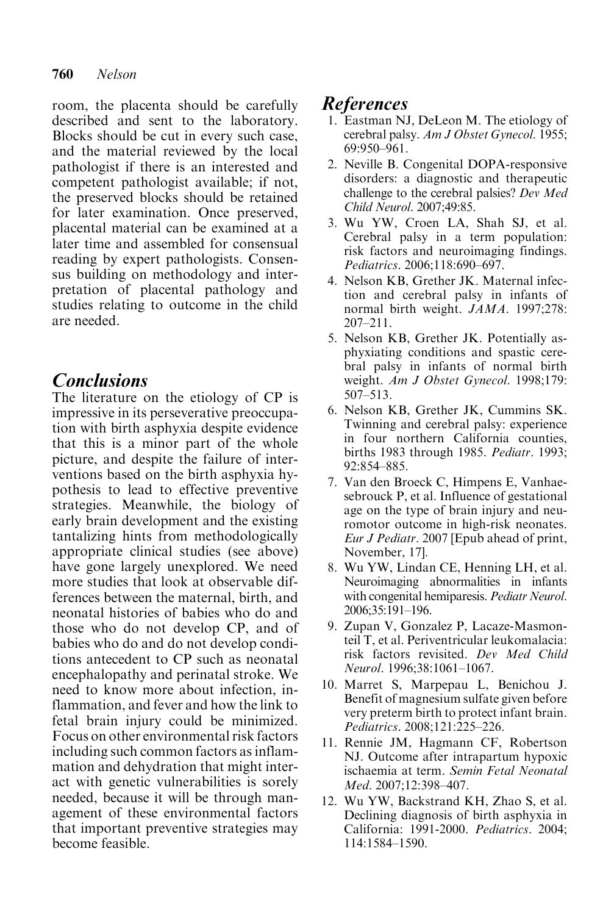room, the placenta should be carefully described and sent to the laboratory. Blocks should be cut in every such case, and the material reviewed by the local pathologist if there is an interested and competent pathologist available; if not, the preserved blocks should be retained for later examination. Once preserved, placental material can be examined at a later time and assembled for consensual reading by expert pathologists. Consensus building on methodology and interpretation of placental pathology and studies relating to outcome in the child are needed.

## Conclusions

The literature on the etiology of CP is impressive in its perseverative preoccupation with birth asphyxia despite evidence that this is a minor part of the whole picture, and despite the failure of interventions based on the birth asphyxia hypothesis to lead to effective preventive strategies. Meanwhile, the biology of early brain development and the existing tantalizing hints from methodologically appropriate clinical studies (see above) have gone largely unexplored. We need more studies that look at observable differences between the maternal, birth, and neonatal histories of babies who do and those who do not develop CP, and of babies who do and do not develop conditions antecedent to CP such as neonatal encephalopathy and perinatal stroke. We need to know more about infection, inflammation, and fever and how the link to fetal brain injury could be minimized. Focus on other environmental risk factors including such common factors as inflammation and dehydration that might interact with genetic vulnerabilities is sorely needed, because it will be through management of these environmental factors that important preventive strategies may become feasible.

## References

1. Eastman NJ, DeLeon M. The etiology of cerebral palsy. *Am J Obstet Gynecol*. 1955; 69:950–961.
2. Neville B. Congenital DOPA-responsive disorders: a diagnostic and therapeutic challenge to the cerebral palsies? *Dev Med Child Neurol*. 2007;49:85.
3. Wu YW, Croen LA, Shah SJ, et al. Cerebral palsy in a term population: risk factors and neuroimaging findings. *Pediatrics*. 2006;118:690–697.
4. Nelson KB, Grether JK. Maternal infection and cerebral palsy in infants of normal birth weight. *JAMA*. 1997;278: 207–211.
5. Nelson KB, Grether JK. Potentially asphyxiating conditions and spastic cerebral palsy in infants of normal birth weight. *Am J Obstet Gynecol*. 1998;179: 507–513.
6. Nelson KB, Grether JK, Cummins SK. Twinning and cerebral palsy: experience in four northern California counties, births 1983 through 1985. *Pediatr*. 1993; 92:854–885.
7. Van den Broeck C, Himpens E, Vanhaesebrouck P, et al. Influence of gestational age on the type of brain injury and neuromotor outcome in high-risk neonates. *Eur J Pediatr*. 2007 [Epub ahead of print, November, 17].
8. Wu YW, Lindan CE, Henning LH, et al. Neuroimaging abnormalities in infants with congenital hemiparesis. *Pediatr Neurol*. 2006;35:191–196.
9. Zupan V, Gonzalez P, Lacaze-Masmonteil T, et al. Periventricular leukomalacia: risk factors revisited. *Dev Med Child Neurol*. 1996;38:1061–1067.
10. Marret S, Marpepau L, Benichou J. Benefit of magnesium sulfate given before very preterm birth to protect infant brain. *Pediatrics*. 2008;121:225–226.
11. Rennie JM, Hagmann CF, Robertson NJ. Outcome after intrapartum hypoxic ischaemia at term. *Semin Fetal Neonatal Med*. 2007;12:398–407.
12. Wu YW, Backstrand KH, Zhao S, et al. Declining diagnosis of birth asphyxia in California: 1991-2000. *Pediatrics*. 2004; 114:1584–1590.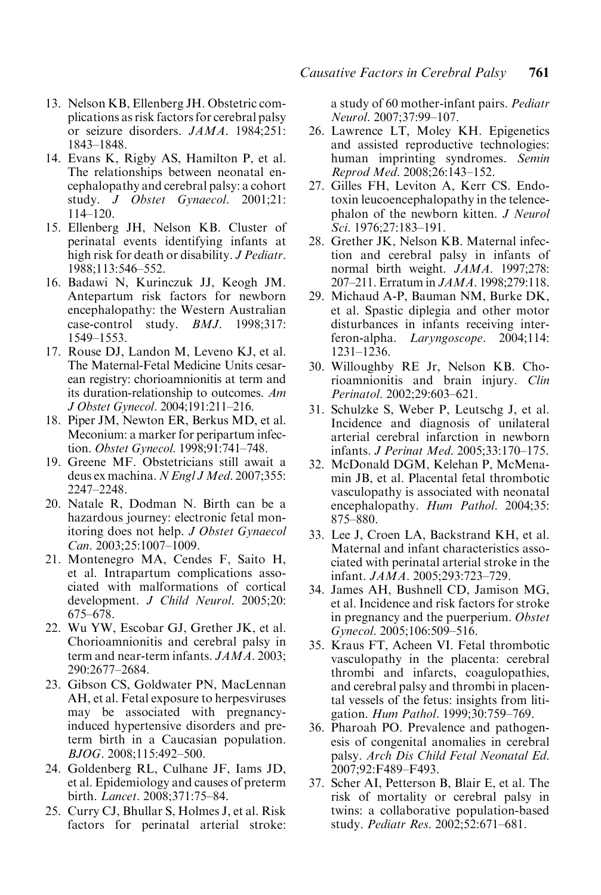13. Nelson KB, Ellenberg JH. Obstetric complications as risk factors for cerebral palsy or seizure disorders. *JAMA*. 1984;251: 1843–1848.
14. Evans K, Rigby AS, Hamilton P, et al. The relationships between neonatal encephalopathy and cerebral palsy: a cohort study. *J Obstet Gynaecol*. 2001;21: 114–120.
15. Ellenberg JH, Nelson KB. Cluster of perinatal events identifying infants at high risk for death or disability. *J Pediatr*. 1988;113:546–552.
16. Badawi N, Kurinczuk JJ, Keogh JM. Antepartum risk factors for newborn encephalopathy: the Western Australian case-control study. *BMJ*. 1998;317: 1549–1553.
17. Rouse DJ, Landon M, Leveno KJ, et al. The Maternal-Fetal Medicine Units cesarean registry: chorioamnionitis at term and its duration-relationship to outcomes. *Am J Obstet Gynecol*. 2004;191:211–216.
18. Piper JM, Newton ER, Berkus MD, et al. Meconium: a marker for peripartum infection. *Obstet Gynecol*. 1998;91:741–748.
19. Greene MF. Obstetricians still await a deus ex machina. *N Engl J Med*. 2007;355: 2247–2248.
20. Natale R, Dodman N. Birth can be a hazardous journey: electronic fetal monitoring does not help. *J Obstet Gynaecol Can*. 2003;25:1007–1009.
21. Montenegro MA, Cendes F, Saito H, et al. Intrapartum complications associated with malformations of cortical development. *J Child Neurol*. 2005;20: 675–678.
22. Wu YW, Escobar GJ, Grether JK, et al. Chorioamnionitis and cerebral palsy in term and near-term infants. *JAMA*. 2003; 290:2677–2684.
23. Gibson CS, Goldwater PN, MacLennan AH, et al. Fetal exposure to herpesviruses may be associated with pregnancy-induced hypertensive disorders and preterm birth in a Caucasian population. *BJOG*. 2008;115:492–500.
24. Goldenberg RL, Culhane JF, Iams JD, et al. Epidemiology and causes of preterm birth. *Lancet*. 2008;371:75–84.
25. Curry CJ, Bhullar S, Holmes J, et al. Risk factors for perinatal arterial stroke: a study of 60 mother-infant pairs. *Pediatr Neurol*. 2007;37:99–107.
26. Lawrence LT, Moley KH. Epigenetics and assisted reproductive technologies: human imprinting syndromes. *Semin Reprod Med*. 2008;26:143–152.
27. Gilles FH, Leviton A, Kerr CS. Endotoxin leucoencephalopathy in the telencephalon of the newborn kitten. *J Neurol Sci*. 1976;27:183–191.
28. Grether JK, Nelson KB. Maternal infection and cerebral palsy in infants of normal birth weight. *JAMA*. 1997;278: 207–211. Erratum in *JAMA*. 1998;279:118.
29. Michaud A-P, Bauman NM, Burke DK, et al. Spastic diplegia and other motor disturbances in infants receiving interferon-alpha. *Laryngoscope*. 2004;114: 1231–1236.
30. Willoughby RE Jr, Nelson KB. Chorioamnionitis and brain injury. *Clin Perinatol*. 2002;29:603–621.
31. Schulzke S, Weber P, Leutschg J, et al. Incidence and diagnosis of unilateral arterial cerebral infarction in newborn infants. *J Perinat Med*. 2005;33:170–175.
32. McDonald DGM, Kelehan P, McMenamin JB, et al. Placental fetal thrombotic vasculopathy is associated with neonatal encephalopathy. *Hum Pathol*. 2004;35: 875–880.
33. Lee J, Croen LA, Backstrand KH, et al. Maternal and infant characteristics associated with perinatal arterial stroke in the infant. *JAMA*. 2005;293:723–729.
34. James AH, Bushnell CD, Jamison MG, et al. Incidence and risk factors for stroke in pregnancy and the puerperium. *Obstet Gynecol*. 2005;106:509–516.
35. Kraus FT, Acheen VI. Fetal thrombotic vasculopathy in the placenta: cerebral thrombi and infarcts, coagulopathies, and cerebral palsy and thrombi in placental vessels of the fetus: insights from litigation. *Hum Pathol*. 1999;30:759–769.
36. Pharoah PO. Prevalence and pathogenesis of congenital anomalies in cerebral palsy. *Arch Dis Child Fetal Neonatal Ed*. 2007;92:F489–F493.
37. Scher AI, Petterson B, Blair E, et al. The risk of mortality or cerebral palsy in twins: a collaborative population-based study. *Pediatr Res*. 2002;52:671–681.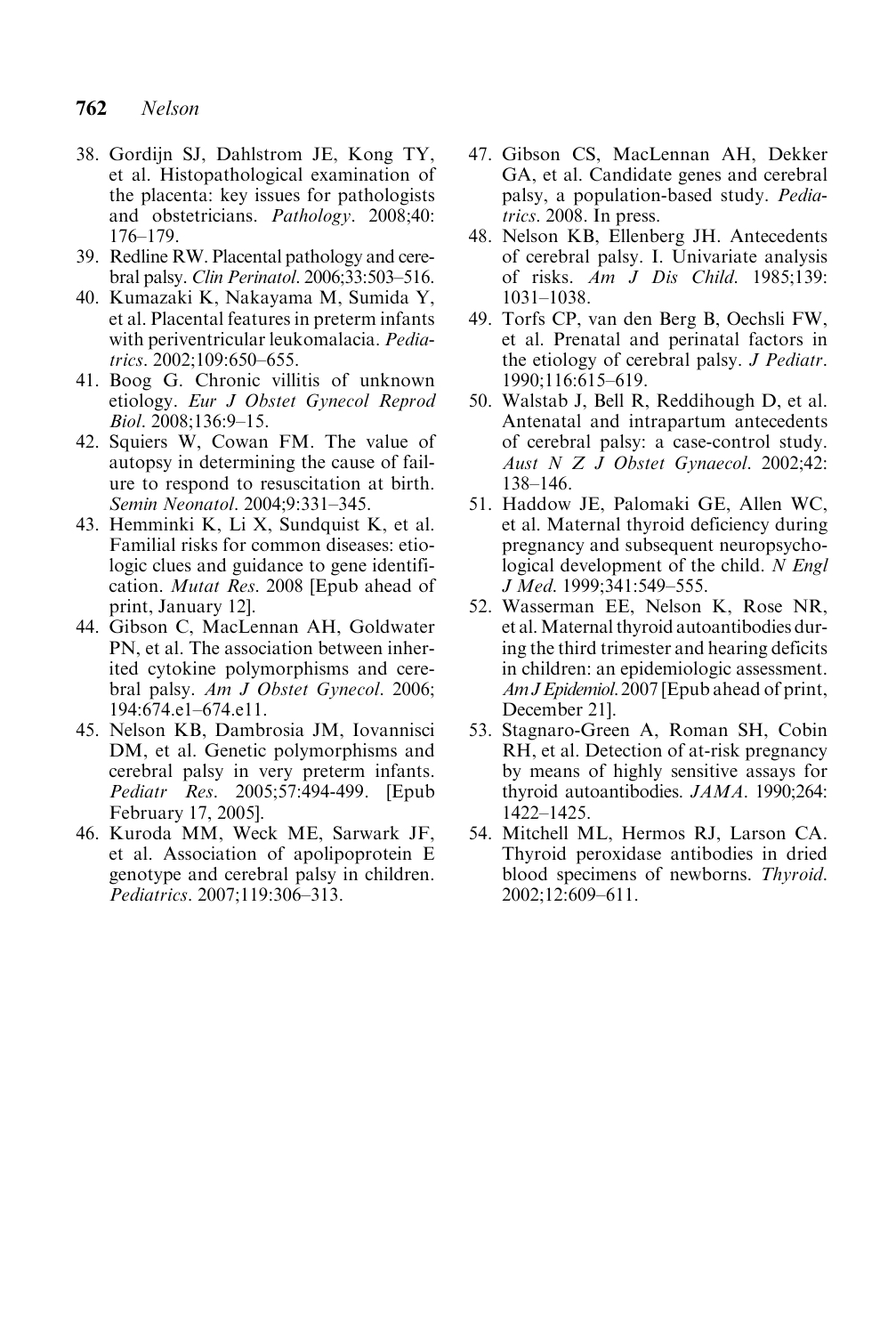38. Gordijn SJ, Dahlstrom JE, Kong TY, et al. Histopathological examination of the placenta: key issues for pathologists and obstetricians. *Pathology*. 2008;40: 176–179.
39. Redline RW. Placental pathology and cerebral palsy. *Clin Perinatol*. 2006;33:503–516.
40. Kumazaki K, Nakayama M, Sumida Y, et al. Placental features in preterm infants with periventricular leukomalacia. *Pediatrics*. 2002;109:650–655.
41. Boog G. Chronic villitis of unknown etiology. *Eur J Obstet Gynecol Reprod Biol*. 2008;136:9–15.
42. Squiers W, Cowan FM. The value of autopsy in determining the cause of failure to respond to resuscitation at birth. *Semin Neonatol*. 2004;9:331–345.
43. Hemminki K, Li X, Sundquist K, et al. Familial risks for common diseases: etiologic clues and guidance to gene identification. *Mutat Res*. 2008 [Epub ahead of print, January 12].
44. Gibson C, MacLennan AH, Goldwater PN, et al. The association between inherited cytokine polymorphisms and cerebral palsy. *Am J Obstet Gynecol*. 2006; 194:674.e1–674.e11.
45. Nelson KB, Dambrosia JM, Iovannisci DM, et al. Genetic polymorphisms and cerebral palsy in very preterm infants. *Pediatr Res*. 2005;57:494-499. [Epub February 17, 2005].
46. Kuroda MM, Weck ME, Sarwark JF, et al. Association of apolipoprotein E genotype and cerebral palsy in children. *Pediatrics*. 2007;119:306–313.
47. Gibson CS, MacLennan AH, Dekker GA, et al. Candidate genes and cerebral palsy, a population-based study. *Pediatrics*. 2008. In press.
48. Nelson KB, Ellenberg JH. Antecedents of cerebral palsy. I. Univariate analysis of risks. *Am J Dis Child*. 1985;139: 1031–1038.
49. Torfs CP, van den Berg B, Oechsli FW, et al. Prenatal and perinatal factors in the etiology of cerebral palsy. *J Pediatr*. 1990;116:615–619.
50. Walstab J, Bell R, Reddihough D, et al. Antenatal and intrapartum antecedents of cerebral palsy: a case-control study. *Aust N Z J Obstet Gynaecol*. 2002;42: 138–146.
51. Haddow JE, Palomaki GE, Allen WC, et al. Maternal thyroid deficiency during pregnancy and subsequent neuropsychological development of the child. *N Engl J Med*. 1999;341:549–555.
52. Wasserman EE, Nelson K, Rose NR, et al. Maternal thyroid autoantibodies during the third trimester and hearing deficits in children: an epidemiologic assessment. *Am J Epidemiol*. 2007 [Epub ahead of print, December 21].
53. Stagnaro-Green A, Roman SH, Cobin RH, et al. Detection of at-risk pregnancy by means of highly sensitive assays for thyroid autoantibodies. *JAMA*. 1990;264: 1422–1425.
54. Mitchell ML, Hermos RJ, Larson CA. Thyroid peroxidase antibodies in dried blood specimens of newborns. *Thyroid*. 2002;12:609–611.